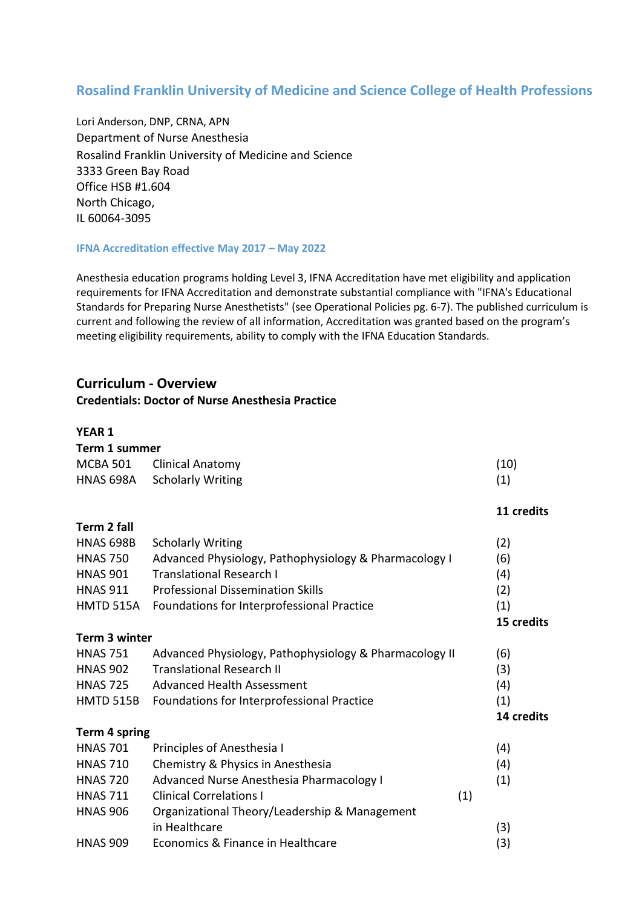## Rosalind Franklin University of Medicine and Science College of Health Professions

Lori Anderson, DNP, CRNA, APN
Department of Nurse Anesthesia
Rosalind Franklin University of Medicine and Science
3333 Green Bay Road
Office HSB #1.604
North Chicago,
IL 60064-3095

**IFNA Accreditation effective May 2017 – May 2022**

Anesthesia education programs holding Level 3, IFNA Accreditation have met eligibility and application requirements for IFNA Accreditation and demonstrate substantial compliance with "IFNA's Educational Standards for Preparing Nurse Anesthetists" (see Operational Policies pg. 6-7). The published curriculum is current and following the review of all information, Accreditation was granted based on the program's meeting eligibility requirements, ability to comply with the IFNA Education Standards.

## Curriculum - Overview

**Credentials: Doctor of Nurse Anesthesia Practice**

**YEAR 1**

**Term 1 summer**

| | | |
|---|---|---|
| MCBA 501 | Clinical Anatomy | (10) |
| HNAS 698A | Scholarly Writing | (1) |
| | | **11 credits** |

**Term 2 fall**

| | | |
|---|---|---|
| HNAS 698B | Scholarly Writing | (2) |
| HNAS 750 | Advanced Physiology, Pathophysiology & Pharmacology I | (6) |
| HNAS 901 | Translational Research I | (4) |
| HNAS 911 | Professional Dissemination Skills | (2) |
| HMTD 515A | Foundations for Interprofessional Practice | (1) |
| | | **15 credits** |

**Term 3 winter**

| | | |
|---|---|---|
| HNAS 751 | Advanced Physiology, Pathophysiology & Pharmacology II | (6) |
| HNAS 902 | Translational Research II | (3) |
| HNAS 725 | Advanced Health Assessment | (4) |
| HMTD 515B | Foundations for Interprofessional Practice | (1) |
| | | **14 credits** |

**Term 4 spring**

| | | |
|---|---|---|
| HNAS 701 | Principles of Anesthesia I | (4) |
| HNAS 710 | Chemistry & Physics in Anesthesia | (4) |
| HNAS 720 | Advanced Nurse Anesthesia Pharmacology I | (1) |
| HNAS 711 | Clinical Correlations I | (1) |
| HNAS 906 | Organizational Theory/Leadership & Management in Healthcare | (3) |
| HNAS 909 | Economics & Finance in Healthcare | (3) |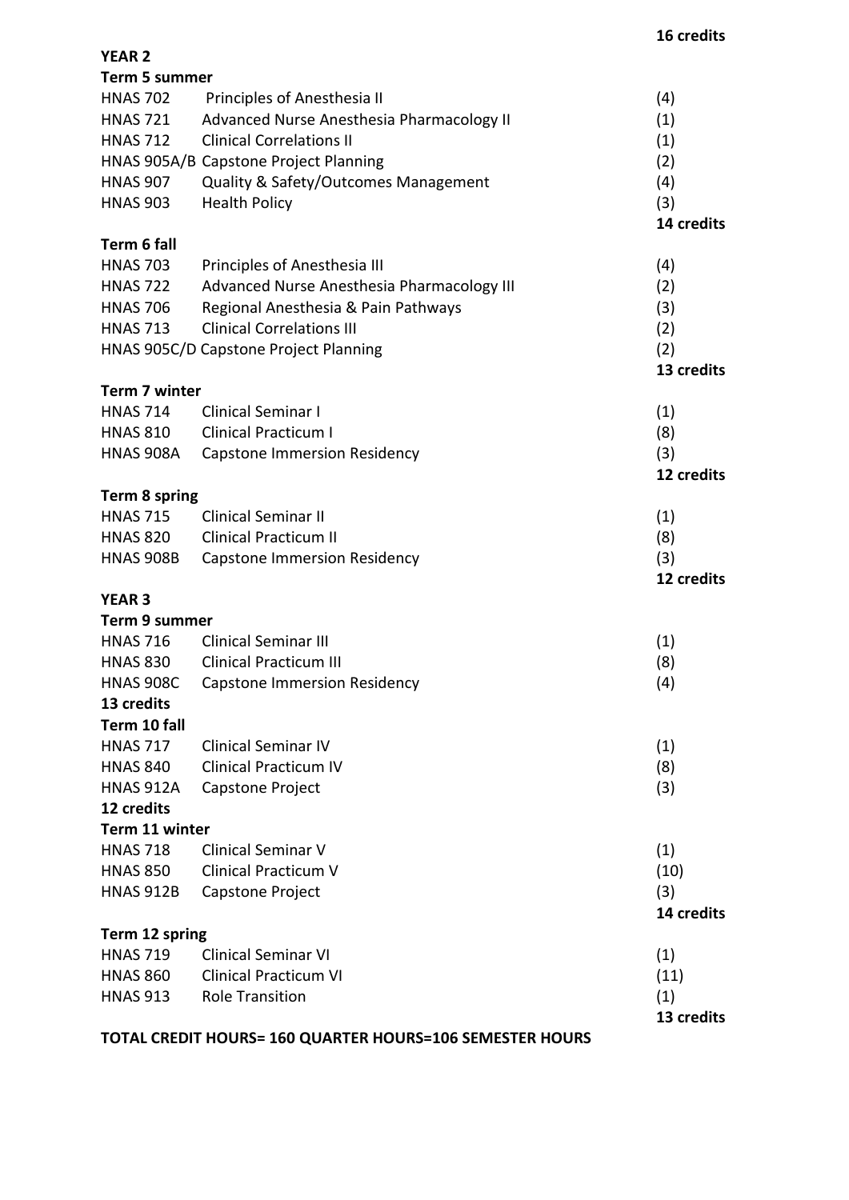**16 credits**

## YEAR 2

### Term 5 summer

| | | |
|---|---|---|
| HNAS 702 | Principles of Anesthesia II | (4) |
| HNAS 721 | Advanced Nurse Anesthesia Pharmacology II | (1) |
| HNAS 712 | Clinical Correlations II | (1) |
| HNAS 905A/B | Capstone Project Planning | (2) |
| HNAS 907 | Quality & Safety/Outcomes Management | (4) |
| HNAS 903 | Health Policy | (3) |
| | | **14 credits** |

### Term 6 fall

| | | |
|---|---|---|
| HNAS 703 | Principles of Anesthesia III | (4) |
| HNAS 722 | Advanced Nurse Anesthesia Pharmacology III | (2) |
| HNAS 706 | Regional Anesthesia & Pain Pathways | (3) |
| HNAS 713 | Clinical Correlations III | (2) |
| HNAS 905C/D | Capstone Project Planning | (2) |
| | | **13 credits** |

### Term 7 winter

| | | |
|---|---|---|
| HNAS 714 | Clinical Seminar I | (1) |
| HNAS 810 | Clinical Practicum I | (8) |
| HNAS 908A | Capstone Immersion Residency | (3) |
| | | **12 credits** |

### Term 8 spring

| | | |
|---|---|---|
| HNAS 715 | Clinical Seminar II | (1) |
| HNAS 820 | Clinical Practicum II | (8) |
| HNAS 908B | Capstone Immersion Residency | (3) |
| | | **12 credits** |

## YEAR 3

### Term 9 summer

| | | |
|---|---|---|
| HNAS 716 | Clinical Seminar III | (1) |
| HNAS 830 | Clinical Practicum III | (8) |
| HNAS 908C | Capstone Immersion Residency | (4) |

**13 credits**

### Term 10 fall

| | | |
|---|---|---|
| HNAS 717 | Clinical Seminar IV | (1) |
| HNAS 840 | Clinical Practicum IV | (8) |
| HNAS 912A | Capstone Project | (3) |

**12 credits**

### Term 11 winter

| | | |
|---|---|---|
| HNAS 718 | Clinical Seminar V | (1) |
| HNAS 850 | Clinical Practicum V | (10) |
| HNAS 912B | Capstone Project | (3) |
| | | **14 credits** |

### Term 12 spring

| | | |
|---|---|---|
| HNAS 719 | Clinical Seminar VI | (1) |
| HNAS 860 | Clinical Practicum VI | (11) |
| HNAS 913 | Role Transition | (1) |
| | | **13 credits** |

**TOTAL CREDIT HOURS= 160 QUARTER HOURS=106 SEMESTER HOURS**